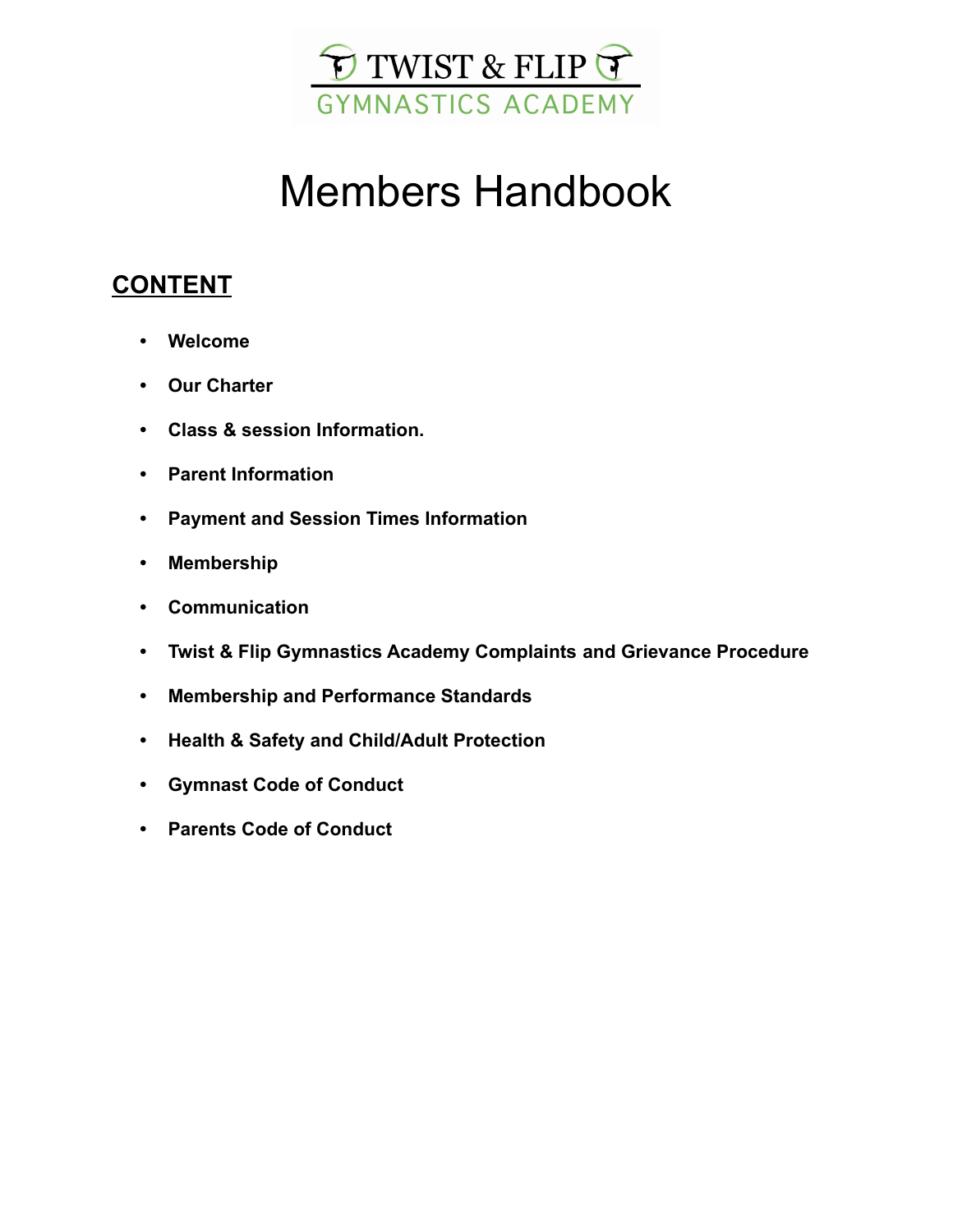TWIST & FLIP
GYMNASTICS ACADEMY

# Members Handbook

## CONTENT

- **Welcome**
- **Our Charter**
- **Class & session Information.**
- **Parent Information**
- **Payment and Session Times Information**
- **Membership**
- **Communication**
- **Twist & Flip Gymnastics Academy Complaints and Grievance Procedure**
- **Membership and Performance Standards**
- **Health & Safety and Child/Adult Protection**
- **Gymnast Code of Conduct**
- **Parents Code of Conduct**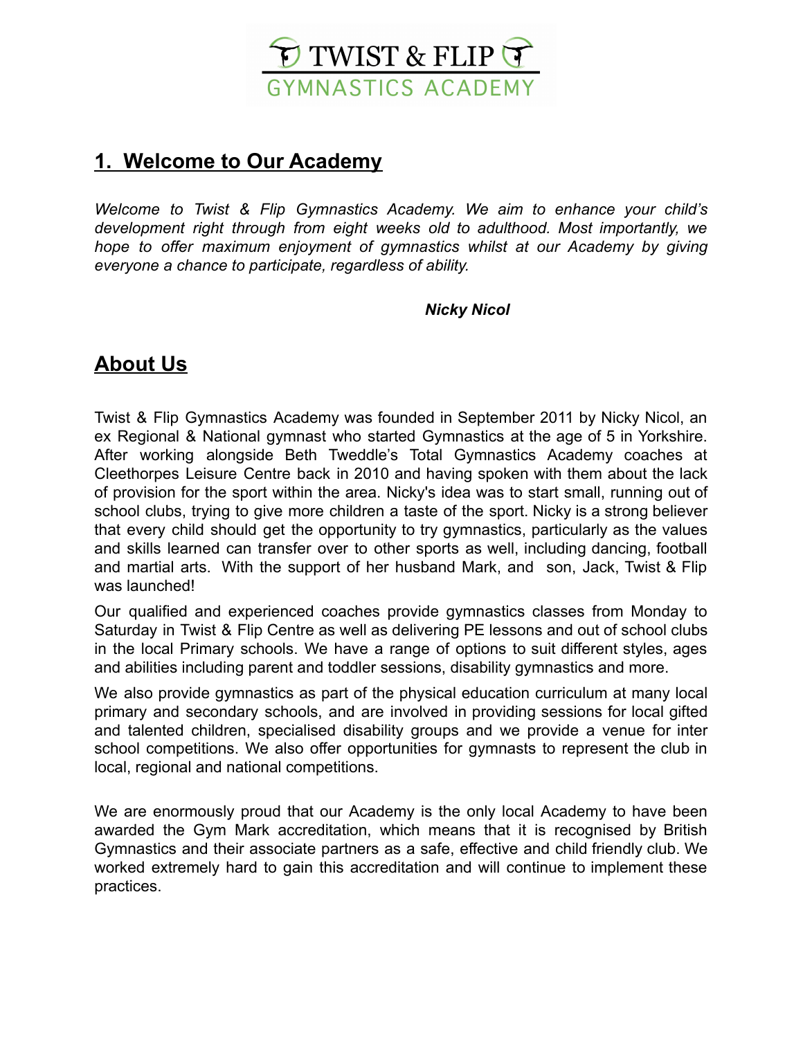TWIST & FLIP
GYMNASTICS ACADEMY

## 1. Welcome to Our Academy

*Welcome to Twist & Flip Gymnastics Academy. We aim to enhance your child's development right through from eight weeks old to adulthood. Most importantly, we hope to offer maximum enjoyment of gymnastics whilst at our Academy by giving everyone a chance to participate, regardless of ability.*

***Nicky Nicol***

## About Us

Twist & Flip Gymnastics Academy was founded in September 2011 by Nicky Nicol, an ex Regional & National gymnast who started Gymnastics at the age of 5 in Yorkshire. After working alongside Beth Tweddle's Total Gymnastics Academy coaches at Cleethorpes Leisure Centre back in 2010 and having spoken with them about the lack of provision for the sport within the area. Nicky's idea was to start small, running out of school clubs, trying to give more children a taste of the sport. Nicky is a strong believer that every child should get the opportunity to try gymnastics, particularly as the values and skills learned can transfer over to other sports as well, including dancing, football and martial arts. With the support of her husband Mark, and son, Jack, Twist & Flip was launched!

Our qualified and experienced coaches provide gymnastics classes from Monday to Saturday in Twist & Flip Centre as well as delivering PE lessons and out of school clubs in the local Primary schools. We have a range of options to suit different styles, ages and abilities including parent and toddler sessions, disability gymnastics and more.

We also provide gymnastics as part of the physical education curriculum at many local primary and secondary schools, and are involved in providing sessions for local gifted and talented children, specialised disability groups and we provide a venue for inter school competitions. We also offer opportunities for gymnasts to represent the club in local, regional and national competitions.

We are enormously proud that our Academy is the only local Academy to have been awarded the Gym Mark accreditation, which means that it is recognised by British Gymnastics and their associate partners as a safe, effective and child friendly club. We worked extremely hard to gain this accreditation and will continue to implement these practices.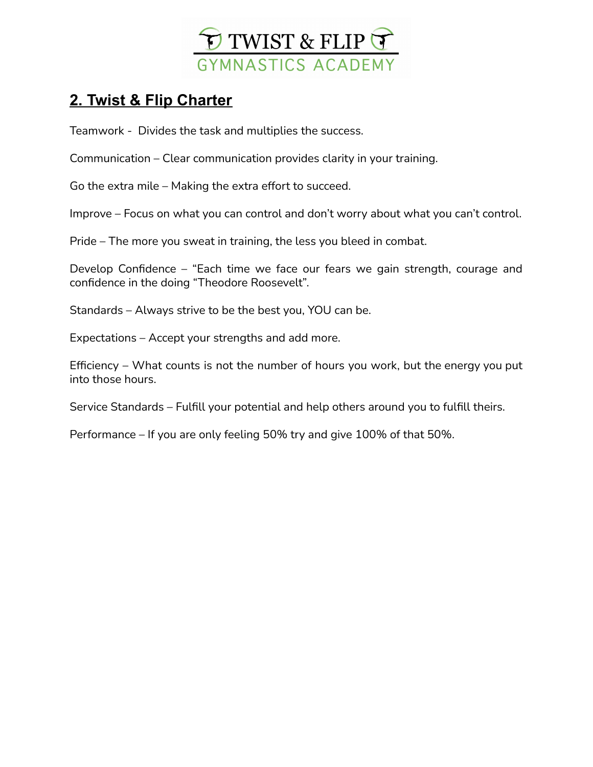TWIST & FLIP
GYMNASTICS ACADEMY

## 2. Twist & Flip Charter

Teamwork - Divides the task and multiplies the success.

Communication – Clear communication provides clarity in your training.

Go the extra mile – Making the extra effort to succeed.

Improve – Focus on what you can control and don't worry about what you can't control.

Pride – The more you sweat in training, the less you bleed in combat.

Develop Confidence – "Each time we face our fears we gain strength, courage and confidence in the doing "Theodore Roosevelt".

Standards – Always strive to be the best you, YOU can be.

Expectations – Accept your strengths and add more.

Efficiency – What counts is not the number of hours you work, but the energy you put into those hours.

Service Standards – Fulfill your potential and help others around you to fulfill theirs.

Performance – If you are only feeling 50% try and give 100% of that 50%.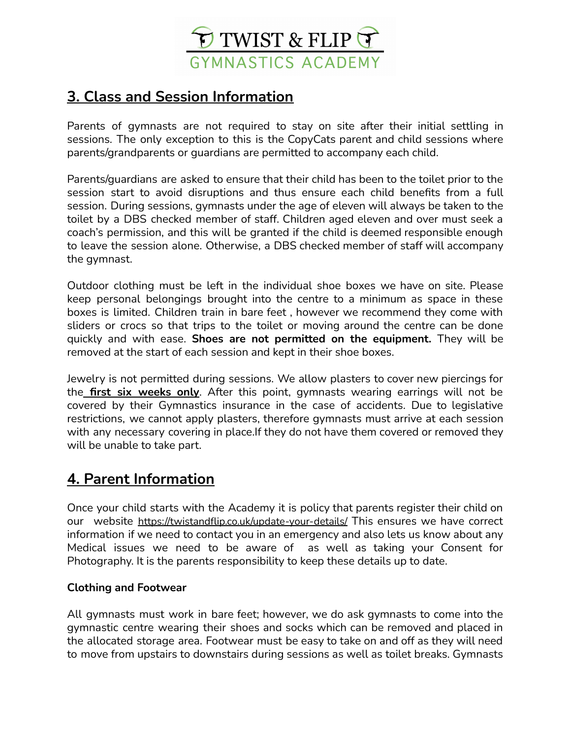## 3. Class and Session Information

Parents of gymnasts are not required to stay on site after their initial settling in sessions. The only exception to this is the CopyCats parent and child sessions where parents/grandparents or guardians are permitted to accompany each child.

Parents/guardians are asked to ensure that their child has been to the toilet prior to the session start to avoid disruptions and thus ensure each child benefits from a full session. During sessions, gymnasts under the age of eleven will always be taken to the toilet by a DBS checked member of staff. Children aged eleven and over must seek a coach's permission, and this will be granted if the child is deemed responsible enough to leave the session alone. Otherwise, a DBS checked member of staff will accompany the gymnast.

Outdoor clothing must be left in the individual shoe boxes we have on site. Please keep personal belongings brought into the centre to a minimum as space in these boxes is limited. Children train in bare feet , however we recommend they come with sliders or crocs so that trips to the toilet or moving around the centre can be done quickly and with ease. **Shoes are not permitted on the equipment.** They will be removed at the start of each session and kept in their shoe boxes.

Jewelry is not permitted during sessions. We allow plasters to cover new piercings for the **first six weeks only**. After this point, gymnasts wearing earrings will not be covered by their Gymnastics insurance in the case of accidents. Due to legislative restrictions, we cannot apply plasters, therefore gymnasts must arrive at each session with any necessary covering in place.If they do not have them covered or removed they will be unable to take part.

## 4. Parent Information

Once your child starts with the Academy it is policy that parents register their child on our website https://twistandflip.co.uk/update-your-details/ This ensures we have correct information if we need to contact you in an emergency and also lets us know about any Medical issues we need to be aware of as well as taking your Consent for Photography. It is the parents responsibility to keep these details up to date.

### Clothing and Footwear

All gymnasts must work in bare feet; however, we do ask gymnasts to come into the gymnastic centre wearing their shoes and socks which can be removed and placed in the allocated storage area. Footwear must be easy to take on and off as they will need to move from upstairs to downstairs during sessions as well as toilet breaks. Gymnasts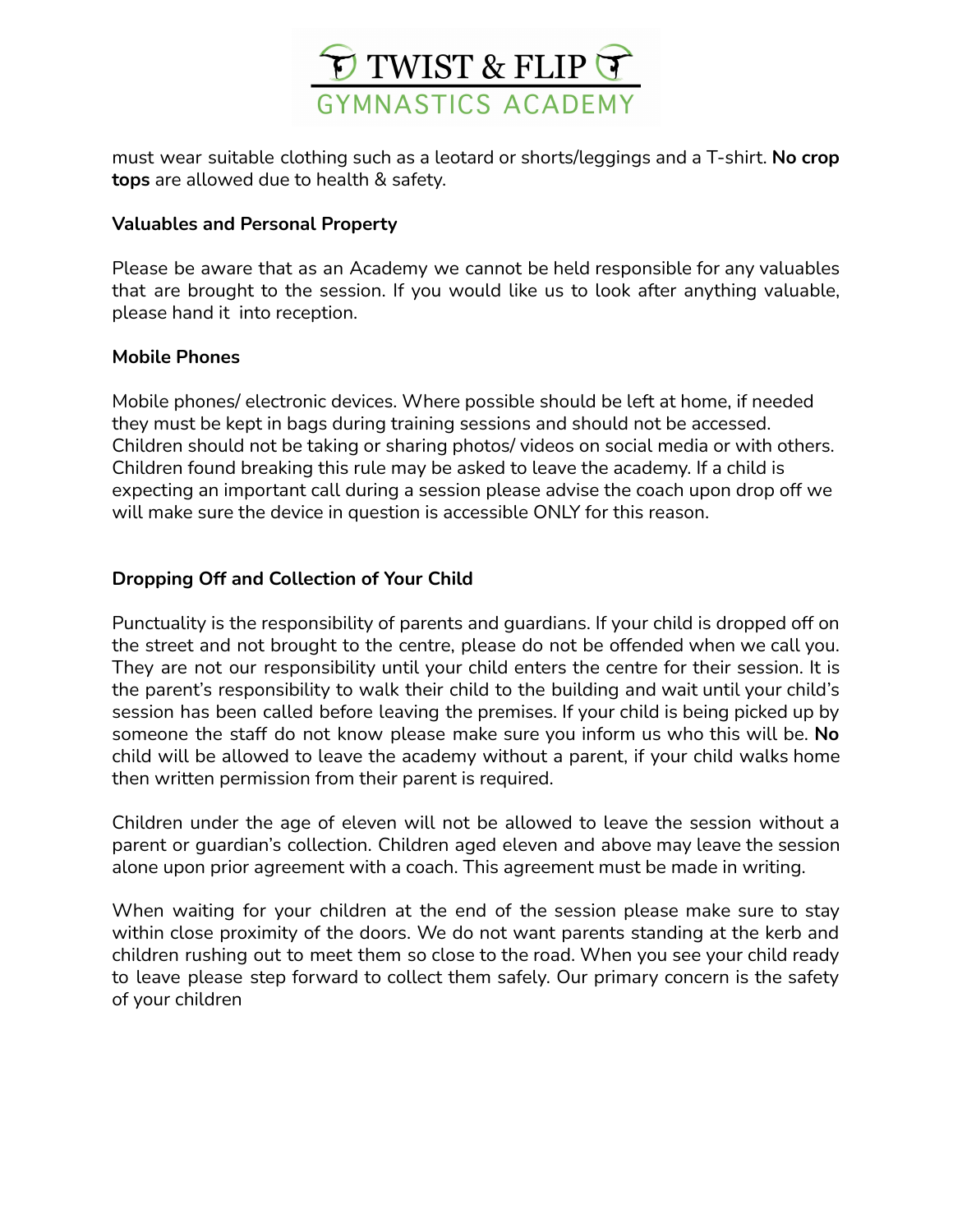must wear suitable clothing such as a leotard or shorts/leggings and a T-shirt. **No crop tops** are allowed due to health & safety.

**Valuables and Personal Property**

Please be aware that as an Academy we cannot be held responsible for any valuables that are brought to the session. If you would like us to look after anything valuable, please hand it into reception.

**Mobile Phones**

Mobile phones/ electronic devices. Where possible should be left at home, if needed they must be kept in bags during training sessions and should not be accessed. Children should not be taking or sharing photos/ videos on social media or with others. Children found breaking this rule may be asked to leave the academy. If a child is expecting an important call during a session please advise the coach upon drop off we will make sure the device in question is accessible ONLY for this reason.

**Dropping Off and Collection of Your Child**

Punctuality is the responsibility of parents and guardians. If your child is dropped off on the street and not brought to the centre, please do not be offended when we call you. They are not our responsibility until your child enters the centre for their session. It is the parent's responsibility to walk their child to the building and wait until your child's session has been called before leaving the premises. If your child is being picked up by someone the staff do not know please make sure you inform us who this will be. **No** child will be allowed to leave the academy without a parent, if your child walks home then written permission from their parent is required.

Children under the age of eleven will not be allowed to leave the session without a parent or guardian's collection. Children aged eleven and above may leave the session alone upon prior agreement with a coach. This agreement must be made in writing.

When waiting for your children at the end of the session please make sure to stay within close proximity of the doors. We do not want parents standing at the kerb and children rushing out to meet them so close to the road. When you see your child ready to leave please step forward to collect them safely. Our primary concern is the safety of your children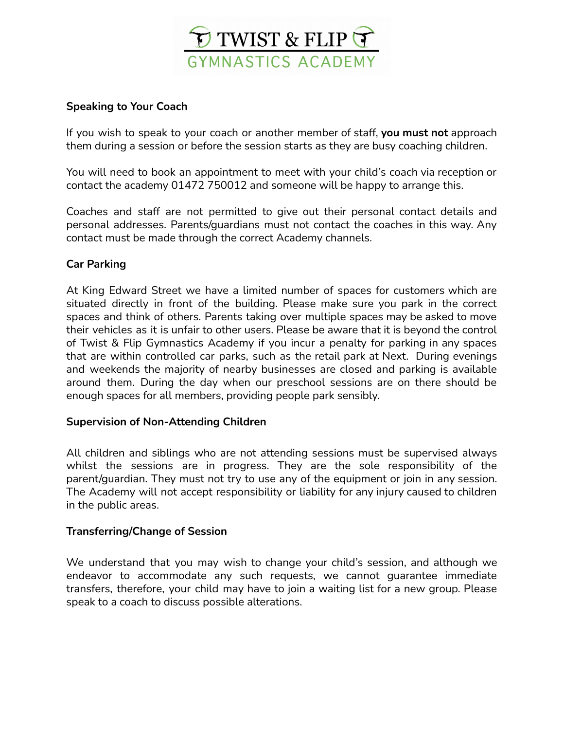### Speaking to Your Coach

If you wish to speak to your coach or another member of staff, **you must not** approach them during a session or before the session starts as they are busy coaching children.

You will need to book an appointment to meet with your child's coach via reception or contact the academy 01472 750012 and someone will be happy to arrange this.

Coaches and staff are not permitted to give out their personal contact details and personal addresses. Parents/guardians must not contact the coaches in this way. Any contact must be made through the correct Academy channels.

### Car Parking

At King Edward Street we have a limited number of spaces for customers which are situated directly in front of the building. Please make sure you park in the correct spaces and think of others. Parents taking over multiple spaces may be asked to move their vehicles as it is unfair to other users. Please be aware that it is beyond the control of Twist & Flip Gymnastics Academy if you incur a penalty for parking in any spaces that are within controlled car parks, such as the retail park at Next. During evenings and weekends the majority of nearby businesses are closed and parking is available around them. During the day when our preschool sessions are on there should be enough spaces for all members, providing people park sensibly.

### Supervision of Non-Attending Children

All children and siblings who are not attending sessions must be supervised always whilst the sessions are in progress. They are the sole responsibility of the parent/guardian. They must not try to use any of the equipment or join in any session. The Academy will not accept responsibility or liability for any injury caused to children in the public areas.

### Transferring/Change of Session

We understand that you may wish to change your child's session, and although we endeavor to accommodate any such requests, we cannot guarantee immediate transfers, therefore, your child may have to join a waiting list for a new group. Please speak to a coach to discuss possible alterations.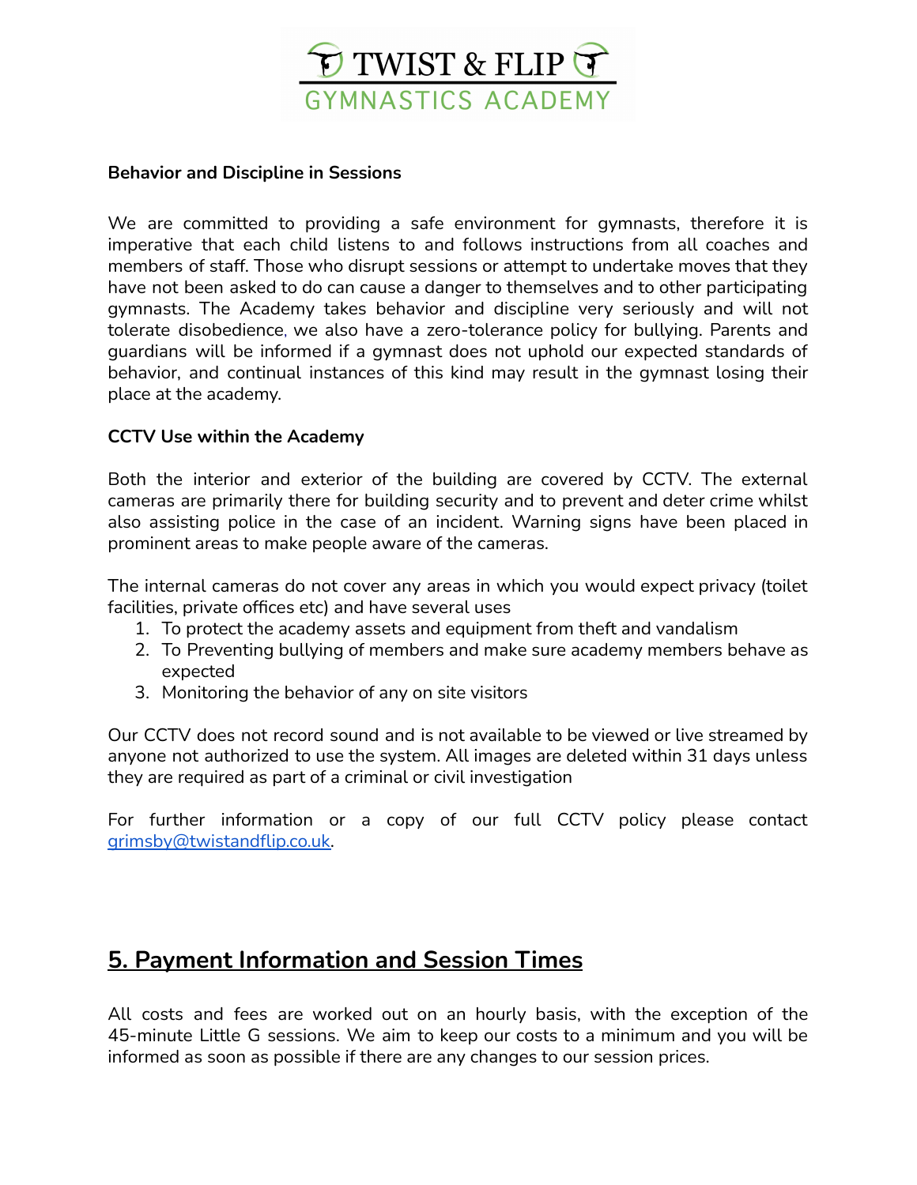**Behavior and Discipline in Sessions**

We are committed to providing a safe environment for gymnasts, therefore it is imperative that each child listens to and follows instructions from all coaches and members of staff. Those who disrupt sessions or attempt to undertake moves that they have not been asked to do can cause a danger to themselves and to other participating gymnasts. The Academy takes behavior and discipline very seriously and will not tolerate disobedience, we also have a zero-tolerance policy for bullying. Parents and guardians will be informed if a gymnast does not uphold our expected standards of behavior, and continual instances of this kind may result in the gymnast losing their place at the academy.

**CCTV Use within the Academy**

Both the interior and exterior of the building are covered by CCTV. The external cameras are primarily there for building security and to prevent and deter crime whilst also assisting police in the case of an incident. Warning signs have been placed in prominent areas to make people aware of the cameras.

The internal cameras do not cover any areas in which you would expect privacy (toilet facilities, private offices etc) and have several uses

1. To protect the academy assets and equipment from theft and vandalism
2. To Preventing bullying of members and make sure academy members behave as expected
3. Monitoring the behavior of any on site visitors

Our CCTV does not record sound and is not available to be viewed or live streamed by anyone not authorized to use the system. All images are deleted within 31 days unless they are required as part of a criminal or civil investigation

For further information or a copy of our full CCTV policy please contact grimsby@twistandflip.co.uk.

## 5. Payment Information and Session Times

All costs and fees are worked out on an hourly basis, with the exception of the 45-minute Little G sessions. We aim to keep our costs to a minimum and you will be informed as soon as possible if there are any changes to our session prices.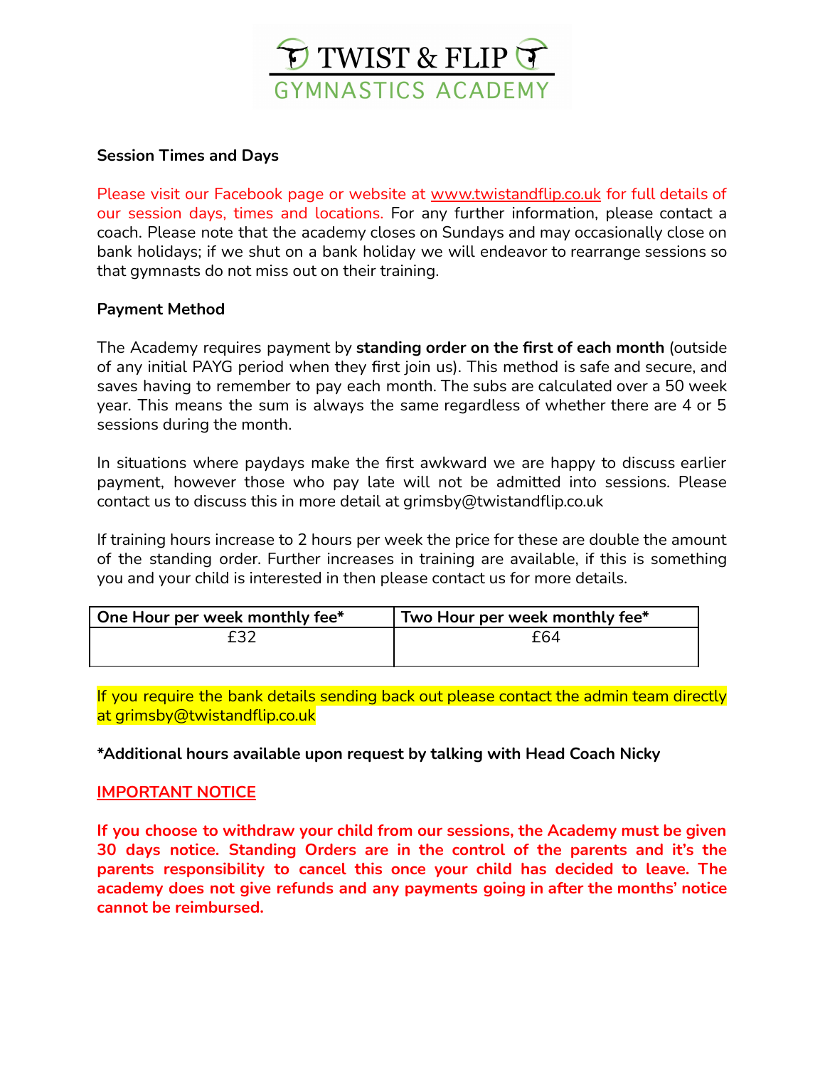**Session Times and Days**

Please visit our Facebook page or website at www.twistandflip.co.uk for full details of our session days, times and locations. For any further information, please contact a coach. Please note that the academy closes on Sundays and may occasionally close on bank holidays; if we shut on a bank holiday we will endeavor to rearrange sessions so that gymnasts do not miss out on their training.

**Payment Method**

The Academy requires payment by **standing order on the first of each month** (outside of any initial PAYG period when they first join us). This method is safe and secure, and saves having to remember to pay each month. The subs are calculated over a 50 week year. This means the sum is always the same regardless of whether there are 4 or 5 sessions during the month.

In situations where paydays make the first awkward we are happy to discuss earlier payment, however those who pay late will not be admitted into sessions. Please contact us to discuss this in more detail at grimsby@twistandflip.co.uk

If training hours increase to 2 hours per week the price for these are double the amount of the standing order. Further increases in training are available, if this is something you and your child is interested in then please contact us for more details.

| One Hour per week monthly fee* | Two Hour per week monthly fee* |
|---|---|
| £32 | £64 |

If you require the bank details sending back out please contact the admin team directly at grimsby@twistandflip.co.uk

**\*Additional hours available upon request by talking with Head Coach Nicky**

**IMPORTANT NOTICE**

**If you choose to withdraw your child from our sessions, the Academy must be given 30 days notice. Standing Orders are in the control of the parents and it's the parents responsibility to cancel this once your child has decided to leave. The academy does not give refunds and any payments going in after the months' notice cannot be reimbursed.**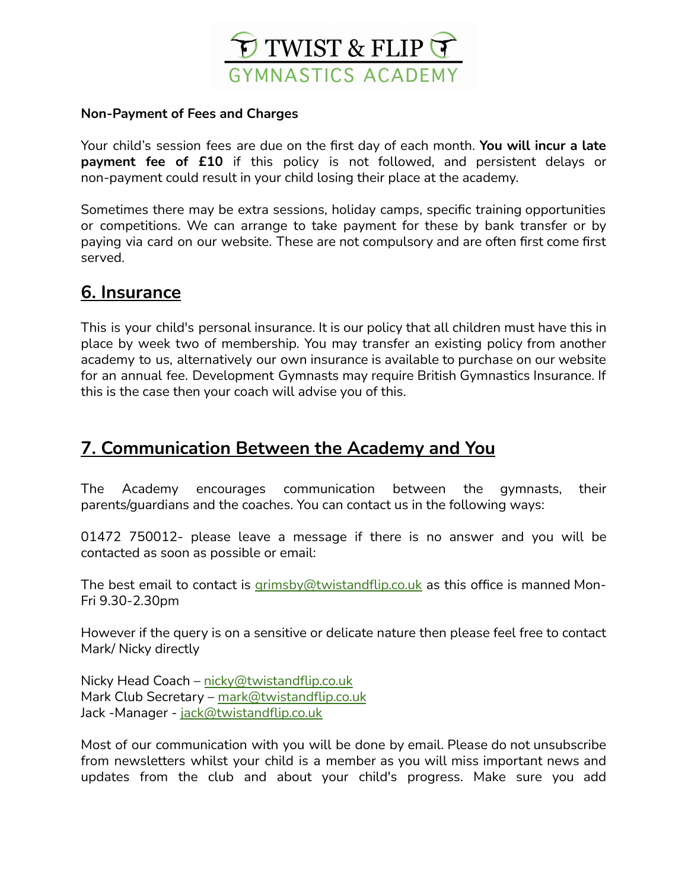**Non-Payment of Fees and Charges**

Your child's session fees are due on the first day of each month. **You will incur a late payment fee of £10** if this policy is not followed, and persistent delays or non-payment could result in your child losing their place at the academy.

Sometimes there may be extra sessions, holiday camps, specific training opportunities or competitions. We can arrange to take payment for these by bank transfer or by paying via card on our website. These are not compulsory and are often first come first served.

## 6. Insurance

This is your child's personal insurance. It is our policy that all children must have this in place by week two of membership. You may transfer an existing policy from another academy to us, alternatively our own insurance is available to purchase on our website for an annual fee. Development Gymnasts may require British Gymnastics Insurance. If this is the case then your coach will advise you of this.

## 7. Communication Between the Academy and You

The Academy encourages communication between the gymnasts, their parents/guardians and the coaches. You can contact us in the following ways:

01472 750012- please leave a message if there is no answer and you will be contacted as soon as possible or email:

The best email to contact is grimsby@twistandflip.co.uk as this office is manned Mon-Fri 9.30-2.30pm

However if the query is on a sensitive or delicate nature then please feel free to contact Mark/ Nicky directly

Nicky Head Coach – nicky@twistandflip.co.uk
Mark Club Secretary – mark@twistandflip.co.uk
Jack -Manager - jack@twistandflip.co.uk

Most of our communication with you will be done by email. Please do not unsubscribe from newsletters whilst your child is a member as you will miss important news and updates from the club and about your child's progress. Make sure you add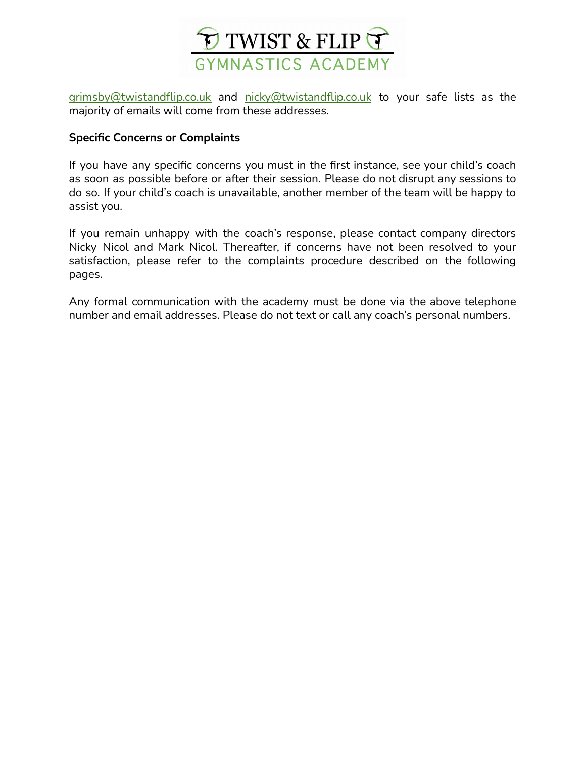grimsby@twistandflip.co.uk and nicky@twistandflip.co.uk to your safe lists as the majority of emails will come from these addresses.

**Specific Concerns or Complaints**

If you have any specific concerns you must in the first instance, see your child's coach as soon as possible before or after their session. Please do not disrupt any sessions to do so. If your child's coach is unavailable, another member of the team will be happy to assist you.

If you remain unhappy with the coach's response, please contact company directors Nicky Nicol and Mark Nicol. Thereafter, if concerns have not been resolved to your satisfaction, please refer to the complaints procedure described on the following pages.

Any formal communication with the academy must be done via the above telephone number and email addresses. Please do not text or call any coach's personal numbers.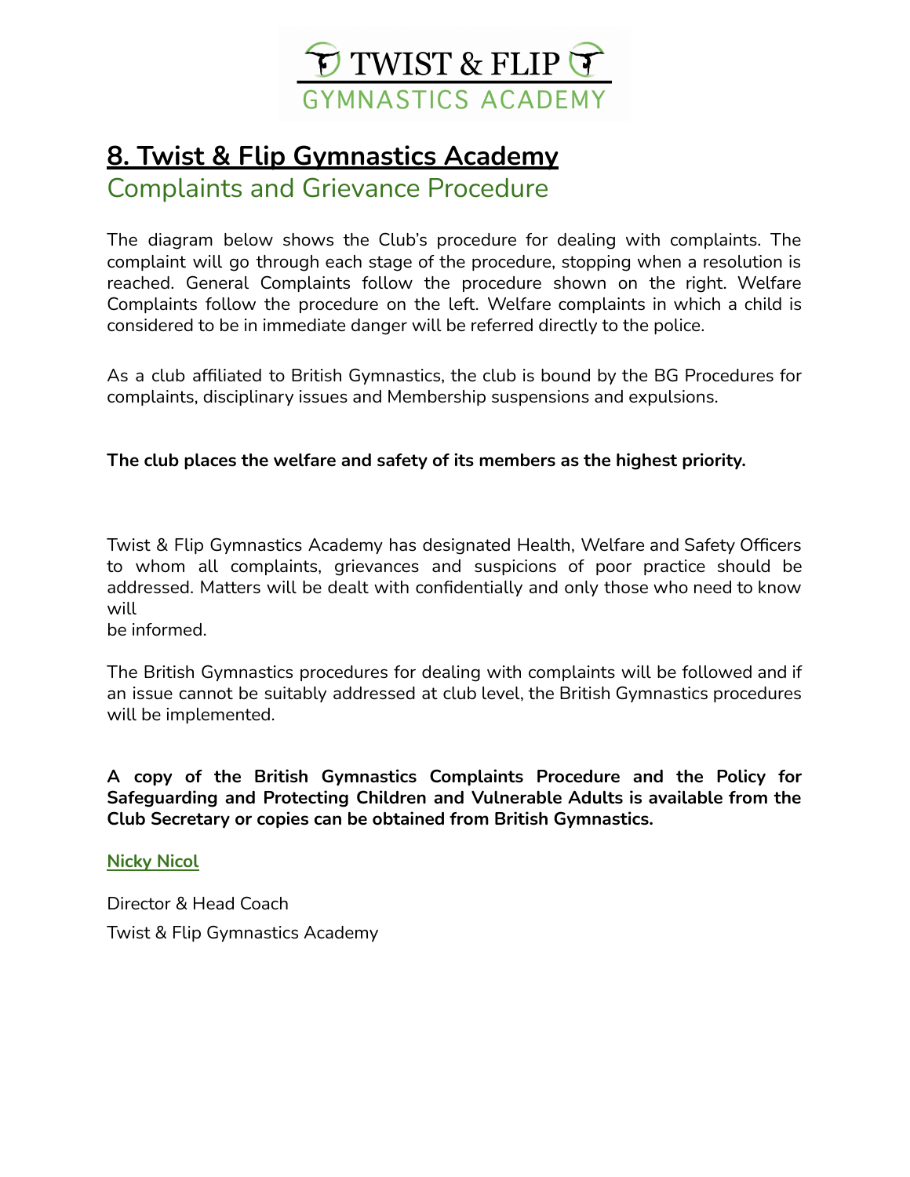# 8. Twist & Flip Gymnastics Academy

## Complaints and Grievance Procedure

The diagram below shows the Club's procedure for dealing with complaints. The complaint will go through each stage of the procedure, stopping when a resolution is reached. General Complaints follow the procedure shown on the right. Welfare Complaints follow the procedure on the left. Welfare complaints in which a child is considered to be in immediate danger will be referred directly to the police.

As a club affiliated to British Gymnastics, the club is bound by the BG Procedures for complaints, disciplinary issues and Membership suspensions and expulsions.

**The club places the welfare and safety of its members as the highest priority.**

Twist & Flip Gymnastics Academy has designated Health, Welfare and Safety Officers to whom all complaints, grievances and suspicions of poor practice should be addressed. Matters will be dealt with confidentially and only those who need to know will be informed.

The British Gymnastics procedures for dealing with complaints will be followed and if an issue cannot be suitably addressed at club level, the British Gymnastics procedures will be implemented.

**A copy of the British Gymnastics Complaints Procedure and the Policy for Safeguarding and Protecting Children and Vulnerable Adults is available from the Club Secretary or copies can be obtained from British Gymnastics.**

**Nicky Nicol**

Director & Head Coach

Twist & Flip Gymnastics Academy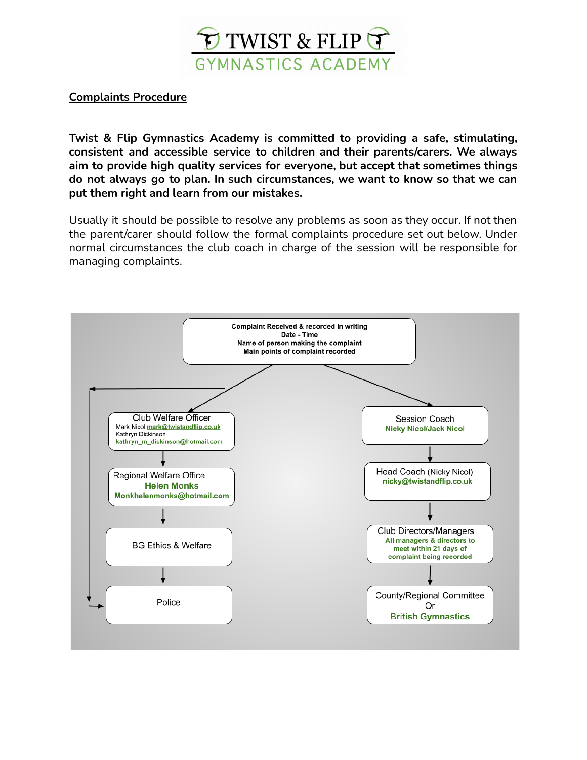# TWIST & FLIP
## GYMNASTICS ACADEMY

**Complaints Procedure**

**Twist & Flip Gymnastics Academy is committed to providing a safe, stimulating, consistent and accessible service to children and their parents/carers. We always aim to provide high quality services for everyone, but accept that sometimes things do not always go to plan. In such circumstances, we want to know so that we can put them right and learn from our mistakes.**

Usually it should be possible to resolve any problems as soon as they occur. If not then the parent/carer should follow the formal complaints procedure set out below. Under normal circumstances the club coach in charge of the session will be responsible for managing complaints.

**Complaint Received & recorded in writing**
**Date - Time**
**Name of person making the complaint**
**Main points of complaint recorded**

Left route:

- Club Welfare Officer
  Mark Nicol mark@twistandflip.co.uk
  Kathryn Dickinson
  kathryn_m_dickinson@hotmail.com
- ↓ Regional Welfare Office
  **Helen Monks**
  **Monkhelenmonks@hotmail.com**
- ↓ BG Ethics & Welfare
- ↓ Police

(The complaint may also go directly to the Police.)

Right route:

- Session Coach
  **Nicky Nicol/Jack Nicol**
- ↓ Head Coach (Nicky Nicol)
  **nicky@twistandflip.co.uk**
- ↓ Club Directors/Managers
  **All managers & directors to meet within 21 days of complaint being recorded**
- ↓ County/Regional Committee
  Or
  **British Gymnastics**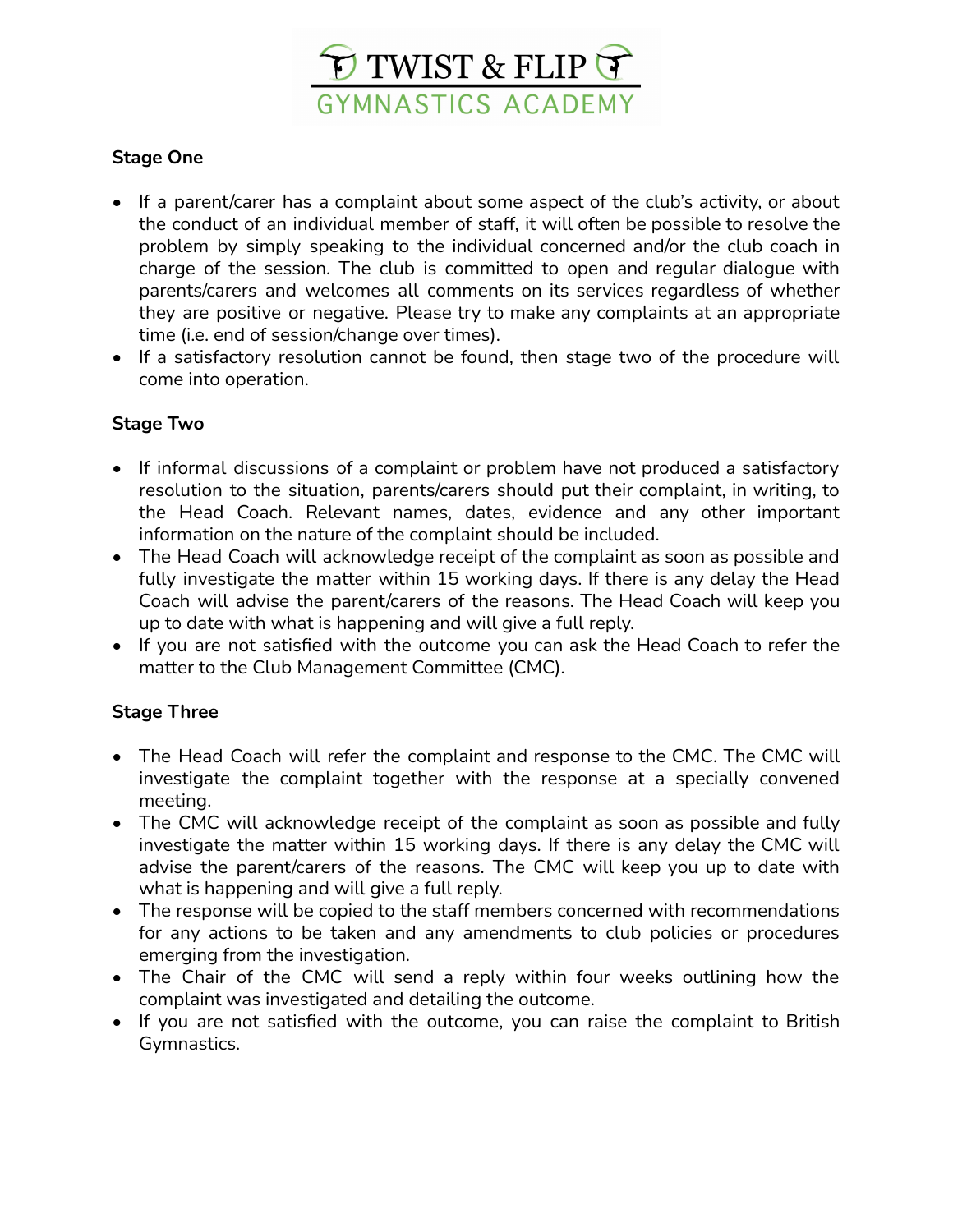### Stage One

- If a parent/carer has a complaint about some aspect of the club's activity, or about the conduct of an individual member of staff, it will often be possible to resolve the problem by simply speaking to the individual concerned and/or the club coach in charge of the session. The club is committed to open and regular dialogue with parents/carers and welcomes all comments on its services regardless of whether they are positive or negative. Please try to make any complaints at an appropriate time (i.e. end of session/change over times).
- If a satisfactory resolution cannot be found, then stage two of the procedure will come into operation.

### Stage Two

- If informal discussions of a complaint or problem have not produced a satisfactory resolution to the situation, parents/carers should put their complaint, in writing, to the Head Coach. Relevant names, dates, evidence and any other important information on the nature of the complaint should be included.
- The Head Coach will acknowledge receipt of the complaint as soon as possible and fully investigate the matter within 15 working days. If there is any delay the Head Coach will advise the parent/carers of the reasons. The Head Coach will keep you up to date with what is happening and will give a full reply.
- If you are not satisfied with the outcome you can ask the Head Coach to refer the matter to the Club Management Committee (CMC).

### Stage Three

- The Head Coach will refer the complaint and response to the CMC. The CMC will investigate the complaint together with the response at a specially convened meeting.
- The CMC will acknowledge receipt of the complaint as soon as possible and fully investigate the matter within 15 working days. If there is any delay the CMC will advise the parent/carers of the reasons. The CMC will keep you up to date with what is happening and will give a full reply.
- The response will be copied to the staff members concerned with recommendations for any actions to be taken and any amendments to club policies or procedures emerging from the investigation.
- The Chair of the CMC will send a reply within four weeks outlining how the complaint was investigated and detailing the outcome.
- If you are not satisfied with the outcome, you can raise the complaint to British Gymnastics.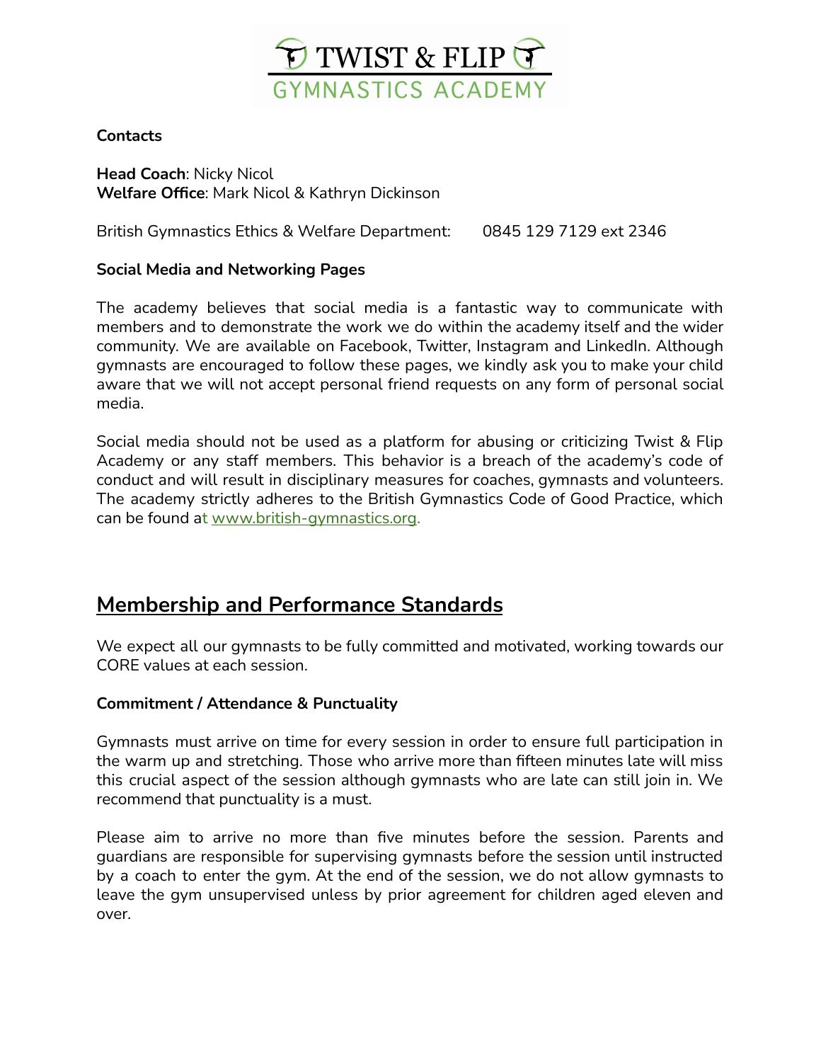**Contacts**

**Head Coach**: Nicky Nicol
**Welfare Office**: Mark Nicol & Kathryn Dickinson

British Gymnastics Ethics & Welfare Department: 0845 129 7129 ext 2346

**Social Media and Networking Pages**

The academy believes that social media is a fantastic way to communicate with members and to demonstrate the work we do within the academy itself and the wider community. We are available on Facebook, Twitter, Instagram and LinkedIn. Although gymnasts are encouraged to follow these pages, we kindly ask you to make your child aware that we will not accept personal friend requests on any form of personal social media.

Social media should not be used as a platform for abusing or criticizing Twist & Flip Academy or any staff members. This behavior is a breach of the academy's code of conduct and will result in disciplinary measures for coaches, gymnasts and volunteers. The academy strictly adheres to the British Gymnastics Code of Good Practice, which can be found at www.british-gymnastics.org.

## Membership and Performance Standards

We expect all our gymnasts to be fully committed and motivated, working towards our CORE values at each session.

**Commitment / Attendance & Punctuality**

Gymnasts must arrive on time for every session in order to ensure full participation in the warm up and stretching. Those who arrive more than fifteen minutes late will miss this crucial aspect of the session although gymnasts who are late can still join in. We recommend that punctuality is a must.

Please aim to arrive no more than five minutes before the session. Parents and guardians are responsible for supervising gymnasts before the session until instructed by a coach to enter the gym. At the end of the session, we do not allow gymnasts to leave the gym unsupervised unless by prior agreement for children aged eleven and over.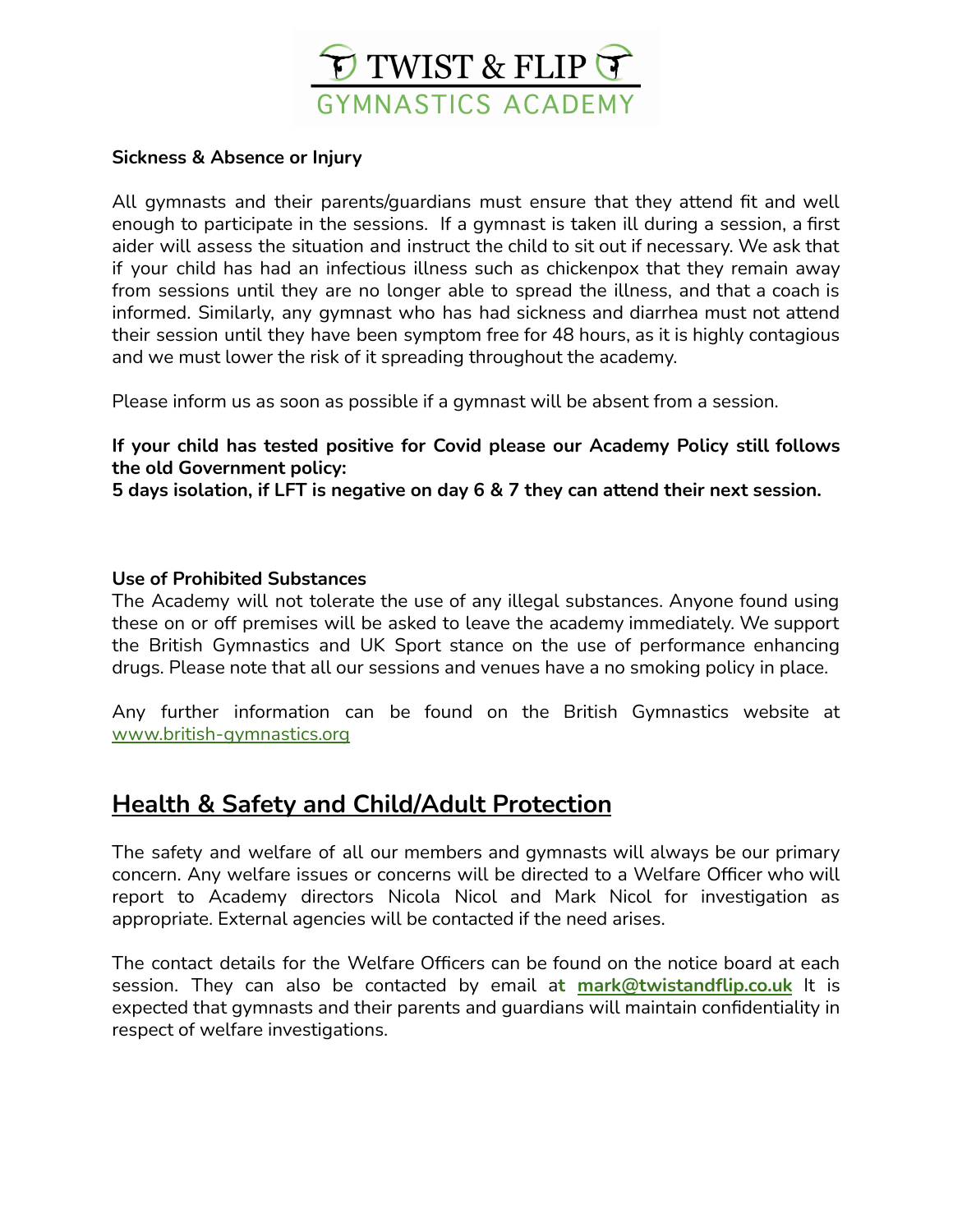**Sickness & Absence or Injury**

All gymnasts and their parents/guardians must ensure that they attend fit and well enough to participate in the sessions. If a gymnast is taken ill during a session, a first aider will assess the situation and instruct the child to sit out if necessary. We ask that if your child has had an infectious illness such as chickenpox that they remain away from sessions until they are no longer able to spread the illness, and that a coach is informed. Similarly, any gymnast who has had sickness and diarrhea must not attend their session until they have been symptom free for 48 hours, as it is highly contagious and we must lower the risk of it spreading throughout the academy.

Please inform us as soon as possible if a gymnast will be absent from a session.

**If your child has tested positive for Covid please our Academy Policy still follows the old Government policy:**
**5 days isolation, if LFT is negative on day 6 & 7 they can attend their next session.**

**Use of Prohibited Substances**
The Academy will not tolerate the use of any illegal substances. Anyone found using these on or off premises will be asked to leave the academy immediately. We support the British Gymnastics and UK Sport stance on the use of performance enhancing drugs. Please note that all our sessions and venues have a no smoking policy in place.

Any further information can be found on the British Gymnastics website at www.british-gymnastics.org

## Health & Safety and Child/Adult Protection

The safety and welfare of all our members and gymnasts will always be our primary concern. Any welfare issues or concerns will be directed to a Welfare Officer who will report to Academy directors Nicola Nicol and Mark Nicol for investigation as appropriate. External agencies will be contacted if the need arises.

The contact details for the Welfare Officers can be found on the notice board at each session. They can also be contacted by email at **mark@twistandflip.co.uk** It is expected that gymnasts and their parents and guardians will maintain confidentiality in respect of welfare investigations.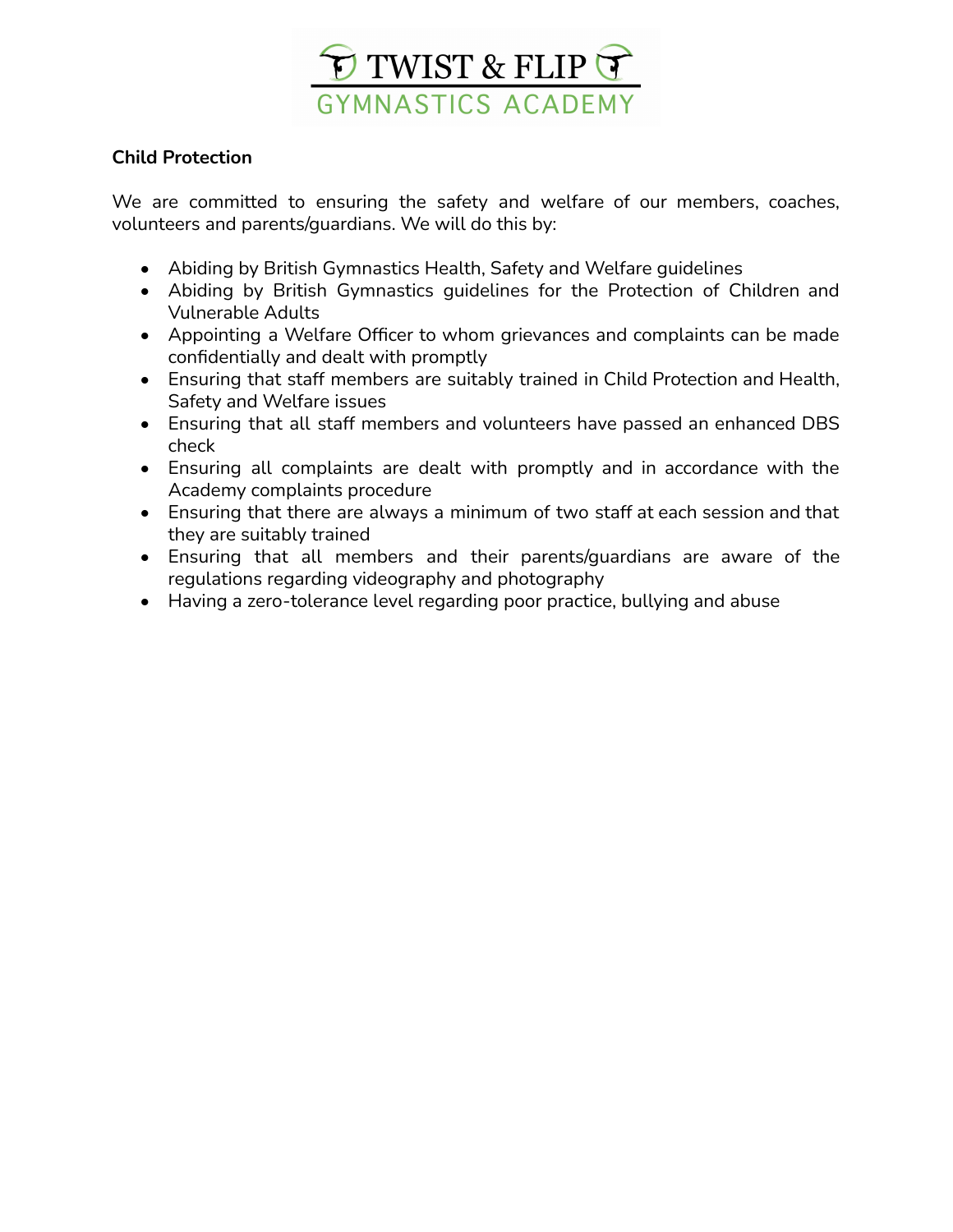**Child Protection**

We are committed to ensuring the safety and welfare of our members, coaches, volunteers and parents/guardians. We will do this by:

- Abiding by British Gymnastics Health, Safety and Welfare guidelines
- Abiding by British Gymnastics guidelines for the Protection of Children and Vulnerable Adults
- Appointing a Welfare Officer to whom grievances and complaints can be made confidentially and dealt with promptly
- Ensuring that staff members are suitably trained in Child Protection and Health, Safety and Welfare issues
- Ensuring that all staff members and volunteers have passed an enhanced DBS check
- Ensuring all complaints are dealt with promptly and in accordance with the Academy complaints procedure
- Ensuring that there are always a minimum of two staff at each session and that they are suitably trained
- Ensuring that all members and their parents/guardians are aware of the regulations regarding videography and photography
- Having a zero-tolerance level regarding poor practice, bullying and abuse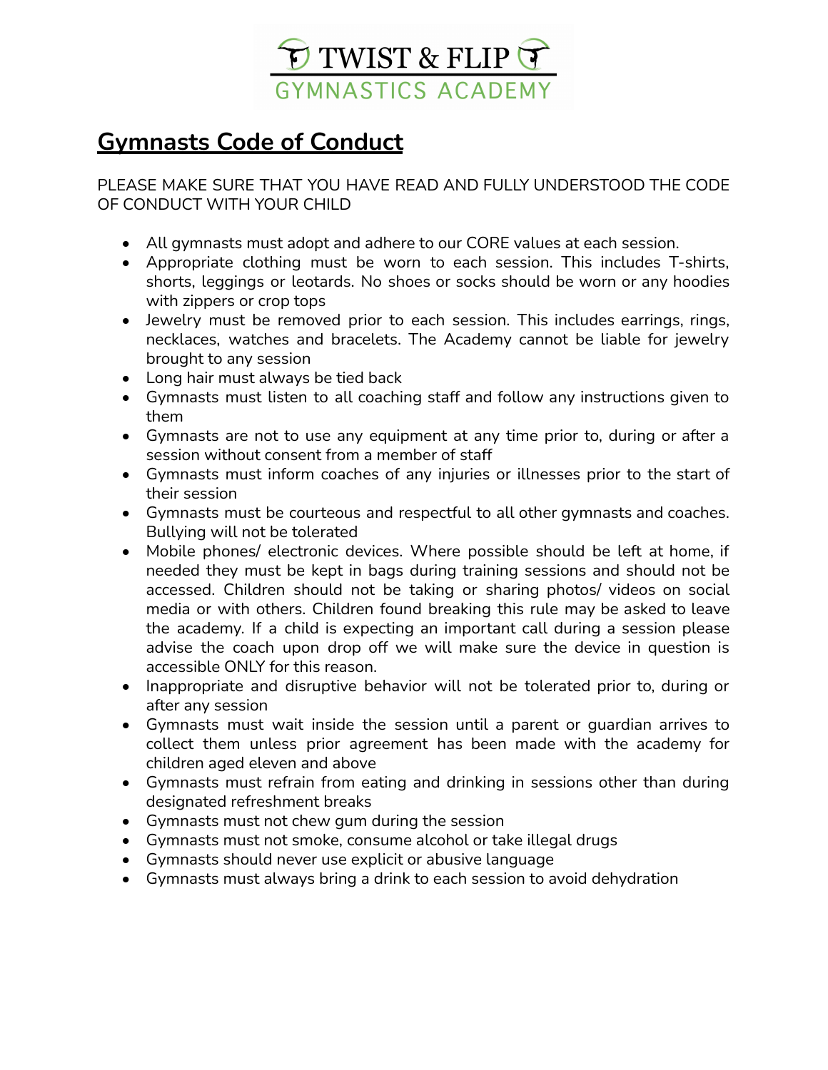# Gymnasts Code of Conduct

PLEASE MAKE SURE THAT YOU HAVE READ AND FULLY UNDERSTOOD THE CODE OF CONDUCT WITH YOUR CHILD

- All gymnasts must adopt and adhere to our CORE values at each session.
- Appropriate clothing must be worn to each session. This includes T-shirts, shorts, leggings or leotards. No shoes or socks should be worn or any hoodies with zippers or crop tops
- Jewelry must be removed prior to each session. This includes earrings, rings, necklaces, watches and bracelets. The Academy cannot be liable for jewelry brought to any session
- Long hair must always be tied back
- Gymnasts must listen to all coaching staff and follow any instructions given to them
- Gymnasts are not to use any equipment at any time prior to, during or after a session without consent from a member of staff
- Gymnasts must inform coaches of any injuries or illnesses prior to the start of their session
- Gymnasts must be courteous and respectful to all other gymnasts and coaches. Bullying will not be tolerated
- Mobile phones/ electronic devices. Where possible should be left at home, if needed they must be kept in bags during training sessions and should not be accessed. Children should not be taking or sharing photos/ videos on social media or with others. Children found breaking this rule may be asked to leave the academy. If a child is expecting an important call during a session please advise the coach upon drop off we will make sure the device in question is accessible ONLY for this reason.
- Inappropriate and disruptive behavior will not be tolerated prior to, during or after any session
- Gymnasts must wait inside the session until a parent or guardian arrives to collect them unless prior agreement has been made with the academy for children aged eleven and above
- Gymnasts must refrain from eating and drinking in sessions other than during designated refreshment breaks
- Gymnasts must not chew gum during the session
- Gymnasts must not smoke, consume alcohol or take illegal drugs
- Gymnasts should never use explicit or abusive language
- Gymnasts must always bring a drink to each session to avoid dehydration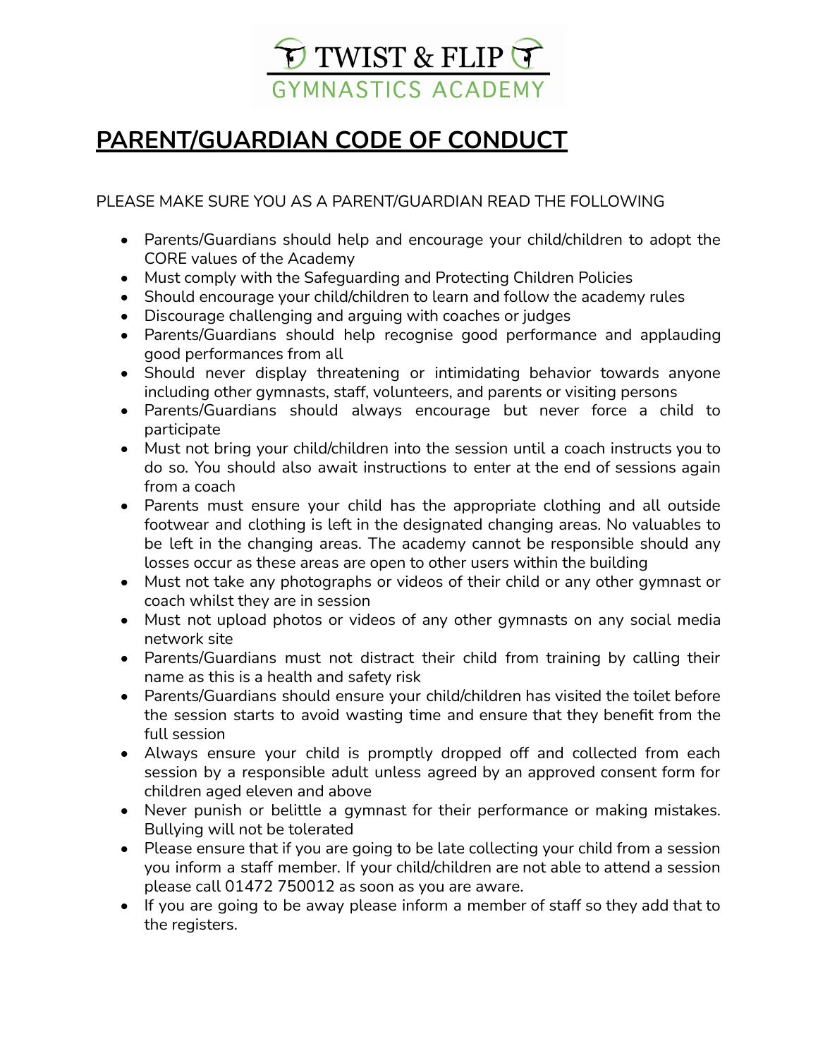# PARENT/GUARDIAN CODE OF CONDUCT

PLEASE MAKE SURE YOU AS A PARENT/GUARDIAN READ THE FOLLOWING

- Parents/Guardians should help and encourage your child/children to adopt the CORE values of the Academy
- Must comply with the Safeguarding and Protecting Children Policies
- Should encourage your child/children to learn and follow the academy rules
- Discourage challenging and arguing with coaches or judges
- Parents/Guardians should help recognise good performance and applauding good performances from all
- Should never display threatening or intimidating behavior towards anyone including other gymnasts, staff, volunteers, and parents or visiting persons
- Parents/Guardians should always encourage but never force a child to participate
- Must not bring your child/children into the session until a coach instructs you to do so. You should also await instructions to enter at the end of sessions again from a coach
- Parents must ensure your child has the appropriate clothing and all outside footwear and clothing is left in the designated changing areas. No valuables to be left in the changing areas. The academy cannot be responsible should any losses occur as these areas are open to other users within the building
- Must not take any photographs or videos of their child or any other gymnast or coach whilst they are in session
- Must not upload photos or videos of any other gymnasts on any social media network site
- Parents/Guardians must not distract their child from training by calling their name as this is a health and safety risk
- Parents/Guardians should ensure your child/children has visited the toilet before the session starts to avoid wasting time and ensure that they benefit from the full session
- Always ensure your child is promptly dropped off and collected from each session by a responsible adult unless agreed by an approved consent form for children aged eleven and above
- Never punish or belittle a gymnast for their performance or making mistakes. Bullying will not be tolerated
- Please ensure that if you are going to be late collecting your child from a session you inform a staff member. If your child/children are not able to attend a session please call 01472 750012 as soon as you are aware.
- If you are going to be away please inform a member of staff so they add that to the registers.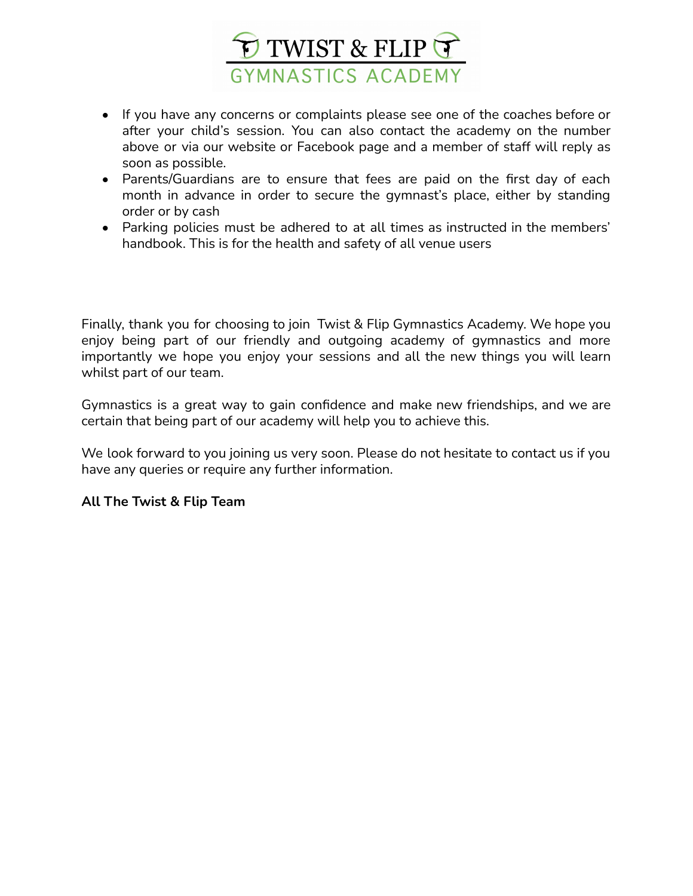- If you have any concerns or complaints please see one of the coaches before or after your child's session. You can also contact the academy on the number above or via our website or Facebook page and a member of staff will reply as soon as possible.
- Parents/Guardians are to ensure that fees are paid on the first day of each month in advance in order to secure the gymnast's place, either by standing order or by cash
- Parking policies must be adhered to at all times as instructed in the members' handbook. This is for the health and safety of all venue users

Finally, thank you for choosing to join Twist & Flip Gymnastics Academy. We hope you enjoy being part of our friendly and outgoing academy of gymnastics and more importantly we hope you enjoy your sessions and all the new things you will learn whilst part of our team.

Gymnastics is a great way to gain confidence and make new friendships, and we are certain that being part of our academy will help you to achieve this.

We look forward to you joining us very soon. Please do not hesitate to contact us if you have any queries or require any further information.

**All The Twist & Flip Team**